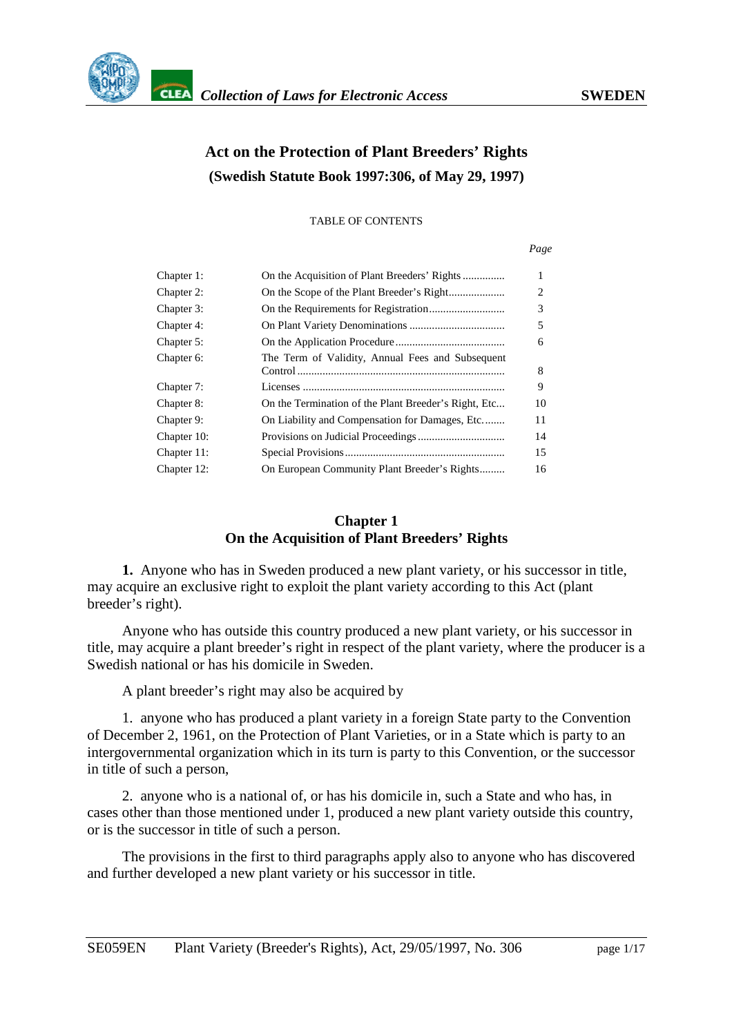# Act on the Protection of Plant Breeders' Rights
## (Swedish Statute Book 1997:306, of May 29, 1997)

TABLE OF CONTENTS

| | | *Page* |
|---|---|---|
| Chapter 1: | On the Acquisition of Plant Breeders' Rights | 1 |
| Chapter 2: | On the Scope of the Plant Breeder's Right | 2 |
| Chapter 3: | On the Requirements for Registration | 3 |
| Chapter 4: | On Plant Variety Denominations | 5 |
| Chapter 5: | On the Application Procedure | 6 |
| Chapter 6: | The Term of Validity, Annual Fees and Subsequent Control | 8 |
| Chapter 7: | Licenses | 9 |
| Chapter 8: | On the Termination of the Plant Breeder's Right, Etc. | 10 |
| Chapter 9: | On Liability and Compensation for Damages, Etc. | 11 |
| Chapter 10: | Provisions on Judicial Proceedings | 14 |
| Chapter 11: | Special Provisions | 15 |
| Chapter 12: | On European Community Plant Breeder's Rights | 16 |

## Chapter 1
## On the Acquisition of Plant Breeders' Rights

**1.** Anyone who has in Sweden produced a new plant variety, or his successor in title, may acquire an exclusive right to exploit the plant variety according to this Act (plant breeder's right).

Anyone who has outside this country produced a new plant variety, or his successor in title, may acquire a plant breeder's right in respect of the plant variety, where the producer is a Swedish national or has his domicile in Sweden.

A plant breeder's right may also be acquired by

1. anyone who has produced a plant variety in a foreign State party to the Convention of December 2, 1961, on the Protection of Plant Varieties, or in a State which is party to an intergovernmental organization which in its turn is party to this Convention, or the successor in title of such a person,

2. anyone who is a national of, or has his domicile in, such a State and who has, in cases other than those mentioned under 1, produced a new plant variety outside this country, or is the successor in title of such a person.

The provisions in the first to third paragraphs apply also to anyone who has discovered and further developed a new plant variety or his successor in title.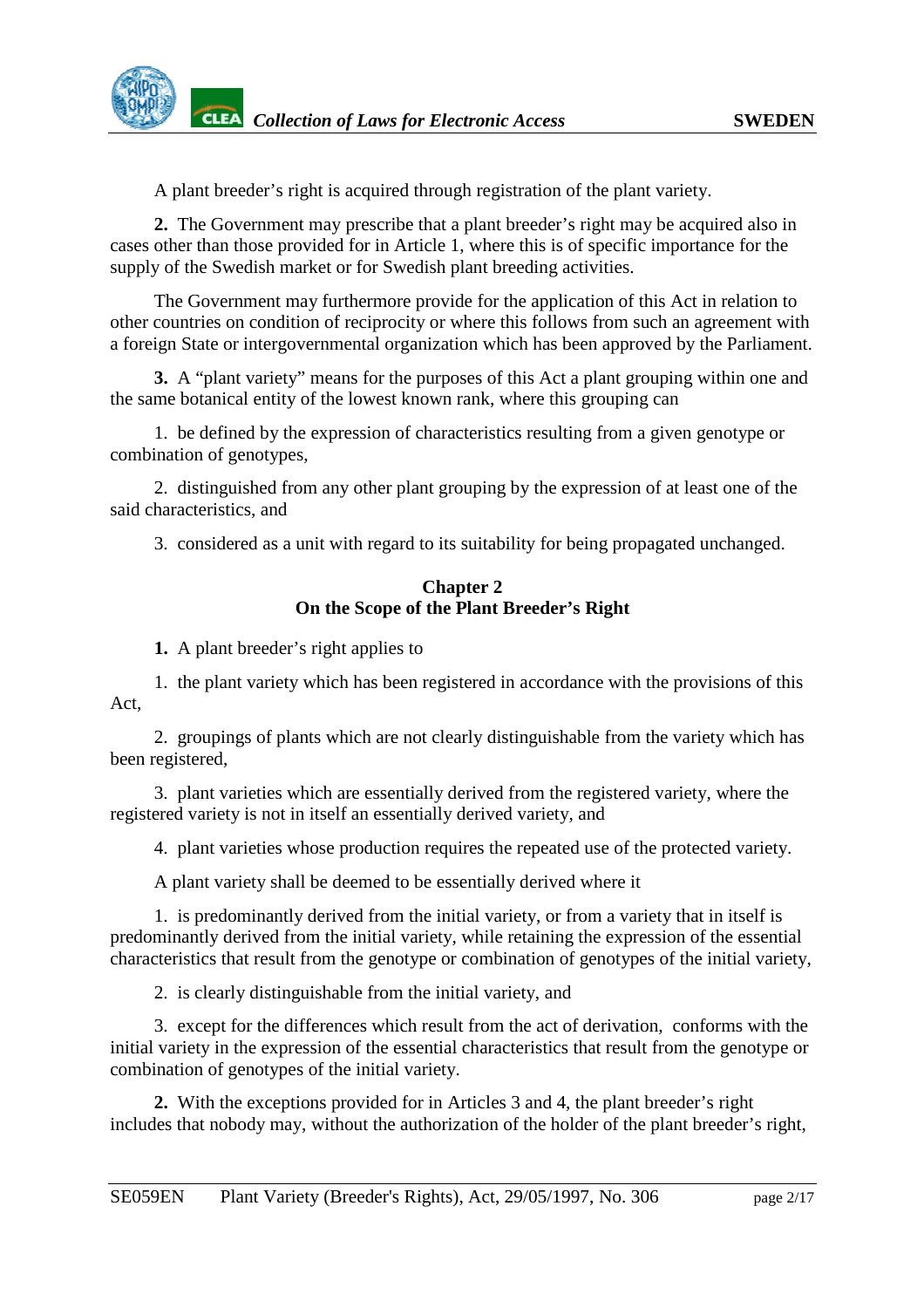A plant breeder's right is acquired through registration of the plant variety.

**2.** The Government may prescribe that a plant breeder's right may be acquired also in cases other than those provided for in Article 1, where this is of specific importance for the supply of the Swedish market or for Swedish plant breeding activities.

The Government may furthermore provide for the application of this Act in relation to other countries on condition of reciprocity or where this follows from such an agreement with a foreign State or intergovernmental organization which has been approved by the Parliament.

**3.** A "plant variety" means for the purposes of this Act a plant grouping within one and the same botanical entity of the lowest known rank, where this grouping can

1. be defined by the expression of characteristics resulting from a given genotype or combination of genotypes,

2. distinguished from any other plant grouping by the expression of at least one of the said characteristics, and

3. considered as a unit with regard to its suitability for being propagated unchanged.

## Chapter 2
## On the Scope of the Plant Breeder's Right

**1.** A plant breeder's right applies to

1. the plant variety which has been registered in accordance with the provisions of this Act,

2. groupings of plants which are not clearly distinguishable from the variety which has been registered,

3. plant varieties which are essentially derived from the registered variety, where the registered variety is not in itself an essentially derived variety, and

4. plant varieties whose production requires the repeated use of the protected variety.

A plant variety shall be deemed to be essentially derived where it

1. is predominantly derived from the initial variety, or from a variety that in itself is predominantly derived from the initial variety, while retaining the expression of the essential characteristics that result from the genotype or combination of genotypes of the initial variety,

2. is clearly distinguishable from the initial variety, and

3. except for the differences which result from the act of derivation, conforms with the initial variety in the expression of the essential characteristics that result from the genotype or combination of genotypes of the initial variety.

**2.** With the exceptions provided for in Articles 3 and 4, the plant breeder's right includes that nobody may, without the authorization of the holder of the plant breeder's right,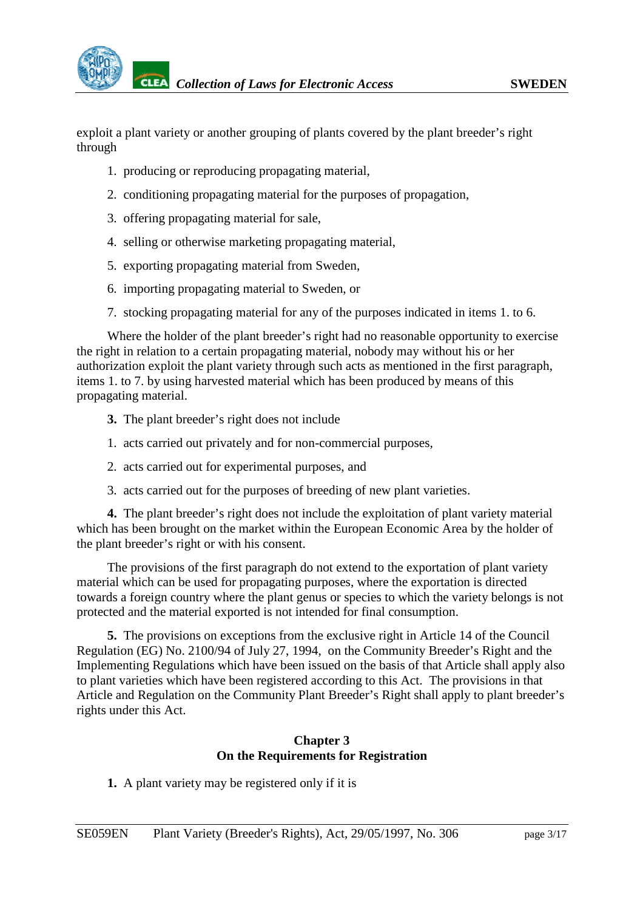exploit a plant variety or another grouping of plants covered by the plant breeder's right through

1. producing or reproducing propagating material,
2. conditioning propagating material for the purposes of propagation,
3. offering propagating material for sale,
4. selling or otherwise marketing propagating material,
5. exporting propagating material from Sweden,
6. importing propagating material to Sweden, or
7. stocking propagating material for any of the purposes indicated in items 1. to 6.

Where the holder of the plant breeder's right had no reasonable opportunity to exercise the right in relation to a certain propagating material, nobody may without his or her authorization exploit the plant variety through such acts as mentioned in the first paragraph, items 1. to 7. by using harvested material which has been produced by means of this propagating material.

**3.** The plant breeder's right does not include

1. acts carried out privately and for non-commercial purposes,
2. acts carried out for experimental purposes, and
3. acts carried out for the purposes of breeding of new plant varieties.

**4.** The plant breeder's right does not include the exploitation of plant variety material which has been brought on the market within the European Economic Area by the holder of the plant breeder's right or with his consent.

The provisions of the first paragraph do not extend to the exportation of plant variety material which can be used for propagating purposes, where the exportation is directed towards a foreign country where the plant genus or species to which the variety belongs is not protected and the material exported is not intended for final consumption.

**5.** The provisions on exceptions from the exclusive right in Article 14 of the Council Regulation (EG) No. 2100/94 of July 27, 1994, on the Community Breeder's Right and the Implementing Regulations which have been issued on the basis of that Article shall apply also to plant varieties which have been registered according to this Act. The provisions in that Article and Regulation on the Community Plant Breeder's Right shall apply to plant breeder's rights under this Act.

## Chapter 3
## On the Requirements for Registration

**1.** A plant variety may be registered only if it is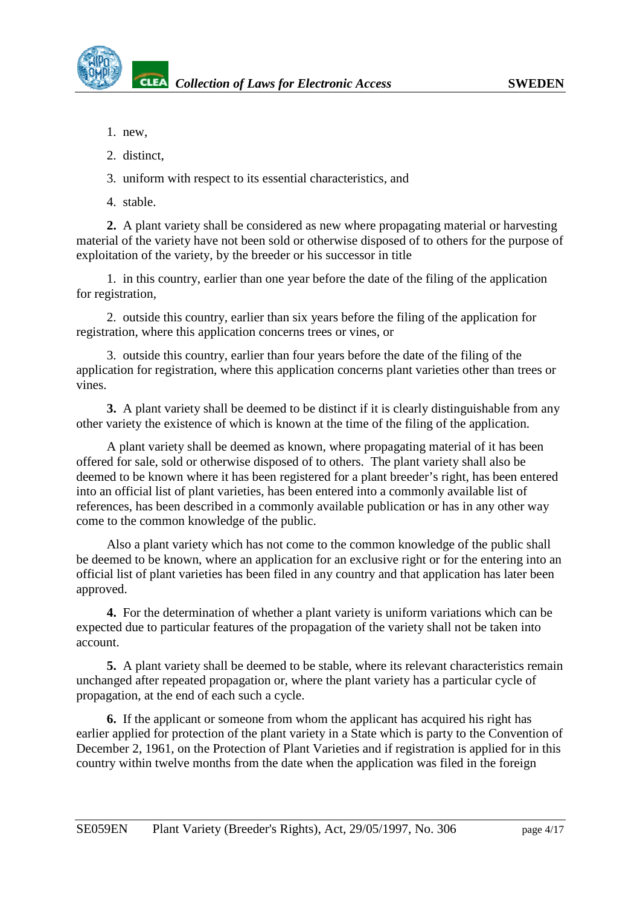1. new,
2. distinct,
3. uniform with respect to its essential characteristics, and
4. stable.

**2.** A plant variety shall be considered as new where propagating material or harvesting material of the variety have not been sold or otherwise disposed of to others for the purpose of exploitation of the variety, by the breeder or his successor in title

1. in this country, earlier than one year before the date of the filing of the application for registration,

2. outside this country, earlier than six years before the filing of the application for registration, where this application concerns trees or vines, or

3. outside this country, earlier than four years before the date of the filing of the application for registration, where this application concerns plant varieties other than trees or vines.

**3.** A plant variety shall be deemed to be distinct if it is clearly distinguishable from any other variety the existence of which is known at the time of the filing of the application.

A plant variety shall be deemed as known, where propagating material of it has been offered for sale, sold or otherwise disposed of to others. The plant variety shall also be deemed to be known where it has been registered for a plant breeder's right, has been entered into an official list of plant varieties, has been entered into a commonly available list of references, has been described in a commonly available publication or has in any other way come to the common knowledge of the public.

Also a plant variety which has not come to the common knowledge of the public shall be deemed to be known, where an application for an exclusive right or for the entering into an official list of plant varieties has been filed in any country and that application has later been approved.

**4.** For the determination of whether a plant variety is uniform variations which can be expected due to particular features of the propagation of the variety shall not be taken into account.

**5.** A plant variety shall be deemed to be stable, where its relevant characteristics remain unchanged after repeated propagation or, where the plant variety has a particular cycle of propagation, at the end of each such a cycle.

**6.** If the applicant or someone from whom the applicant has acquired his right has earlier applied for protection of the plant variety in a State which is party to the Convention of December 2, 1961, on the Protection of Plant Varieties and if registration is applied for in this country within twelve months from the date when the application was filed in the foreign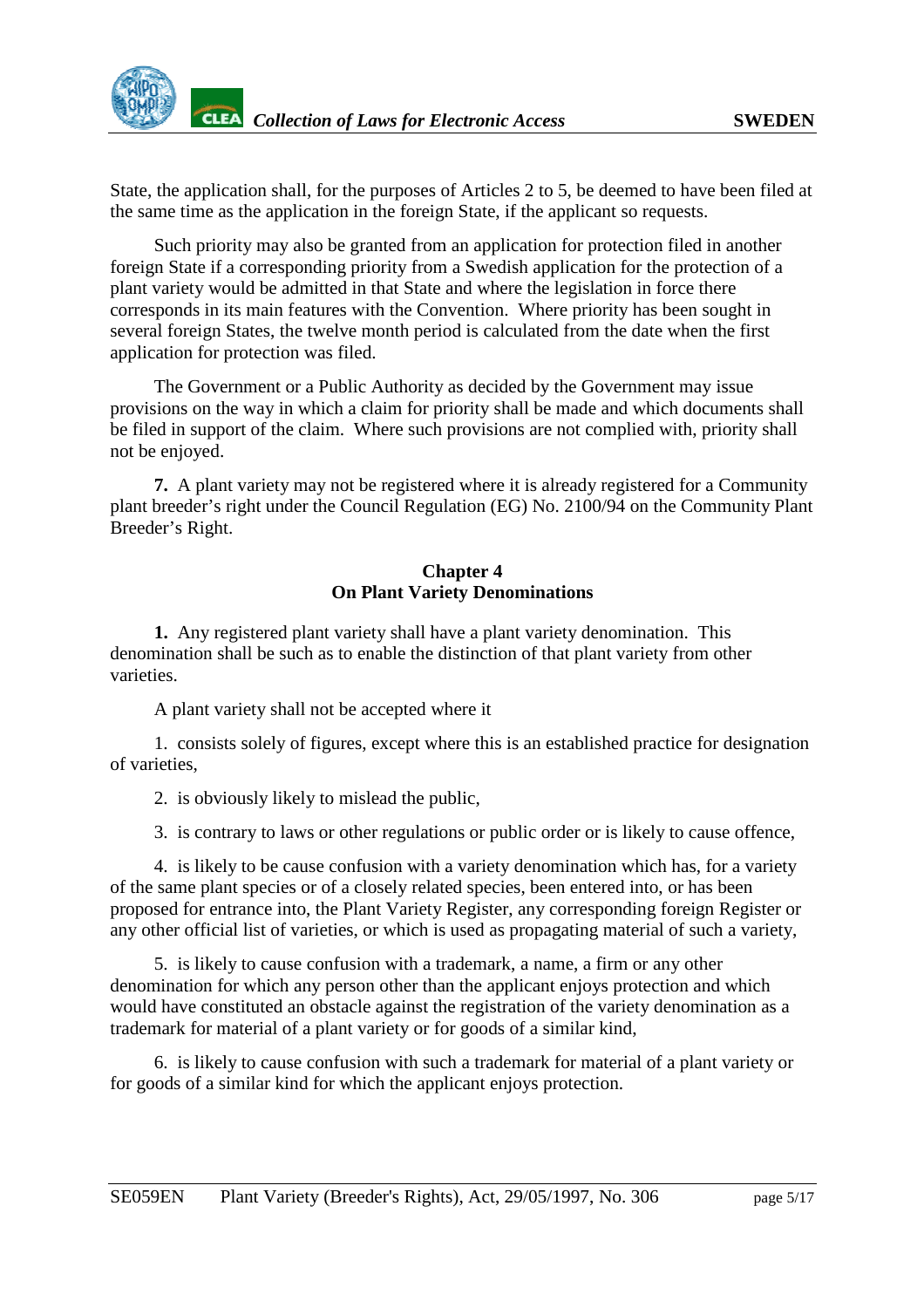State, the application shall, for the purposes of Articles 2 to 5, be deemed to have been filed at the same time as the application in the foreign State, if the applicant so requests.

Such priority may also be granted from an application for protection filed in another foreign State if a corresponding priority from a Swedish application for the protection of a plant variety would be admitted in that State and where the legislation in force there corresponds in its main features with the Convention. Where priority has been sought in several foreign States, the twelve month period is calculated from the date when the first application for protection was filed.

The Government or a Public Authority as decided by the Government may issue provisions on the way in which a claim for priority shall be made and which documents shall be filed in support of the claim. Where such provisions are not complied with, priority shall not be enjoyed.

**7.** A plant variety may not be registered where it is already registered for a Community plant breeder's right under the Council Regulation (EG) No. 2100/94 on the Community Plant Breeder's Right.

## Chapter 4
## On Plant Variety Denominations

**1.** Any registered plant variety shall have a plant variety denomination. This denomination shall be such as to enable the distinction of that plant variety from other varieties.

A plant variety shall not be accepted where it

1. consists solely of figures, except where this is an established practice for designation of varieties,

2. is obviously likely to mislead the public,

3. is contrary to laws or other regulations or public order or is likely to cause offence,

4. is likely to be cause confusion with a variety denomination which has, for a variety of the same plant species or of a closely related species, been entered into, or has been proposed for entrance into, the Plant Variety Register, any corresponding foreign Register or any other official list of varieties, or which is used as propagating material of such a variety,

5. is likely to cause confusion with a trademark, a name, a firm or any other denomination for which any person other than the applicant enjoys protection and which would have constituted an obstacle against the registration of the variety denomination as a trademark for material of a plant variety or for goods of a similar kind,

6. is likely to cause confusion with such a trademark for material of a plant variety or for goods of a similar kind for which the applicant enjoys protection.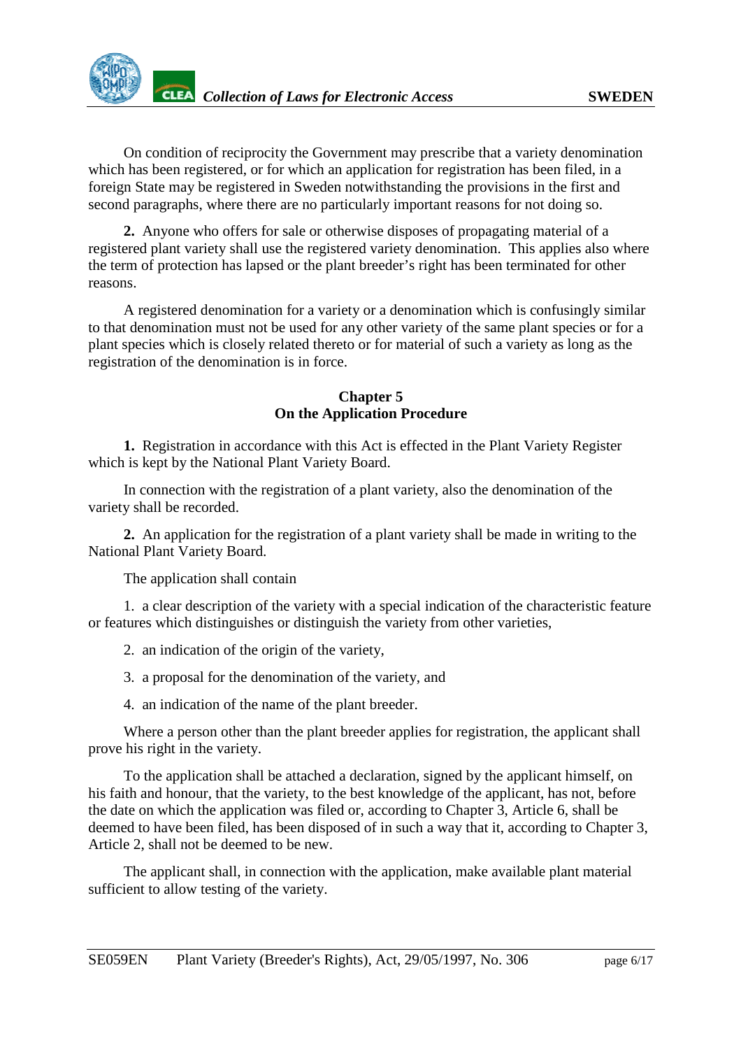On condition of reciprocity the Government may prescribe that a variety denomination which has been registered, or for which an application for registration has been filed, in a foreign State may be registered in Sweden notwithstanding the provisions in the first and second paragraphs, where there are no particularly important reasons for not doing so.

**2.** Anyone who offers for sale or otherwise disposes of propagating material of a registered plant variety shall use the registered variety denomination. This applies also where the term of protection has lapsed or the plant breeder's right has been terminated for other reasons.

A registered denomination for a variety or a denomination which is confusingly similar to that denomination must not be used for any other variety of the same plant species or for a plant species which is closely related thereto or for material of such a variety as long as the registration of the denomination is in force.

## Chapter 5
## On the Application Procedure

**1.** Registration in accordance with this Act is effected in the Plant Variety Register which is kept by the National Plant Variety Board.

In connection with the registration of a plant variety, also the denomination of the variety shall be recorded.

**2.** An application for the registration of a plant variety shall be made in writing to the National Plant Variety Board.

The application shall contain

1. a clear description of the variety with a special indication of the characteristic feature or features which distinguishes or distinguish the variety from other varieties,

2. an indication of the origin of the variety,

3. a proposal for the denomination of the variety, and

4. an indication of the name of the plant breeder.

Where a person other than the plant breeder applies for registration, the applicant shall prove his right in the variety.

To the application shall be attached a declaration, signed by the applicant himself, on his faith and honour, that the variety, to the best knowledge of the applicant, has not, before the date on which the application was filed or, according to Chapter 3, Article 6, shall be deemed to have been filed, has been disposed of in such a way that it, according to Chapter 3, Article 2, shall not be deemed to be new.

The applicant shall, in connection with the application, make available plant material sufficient to allow testing of the variety.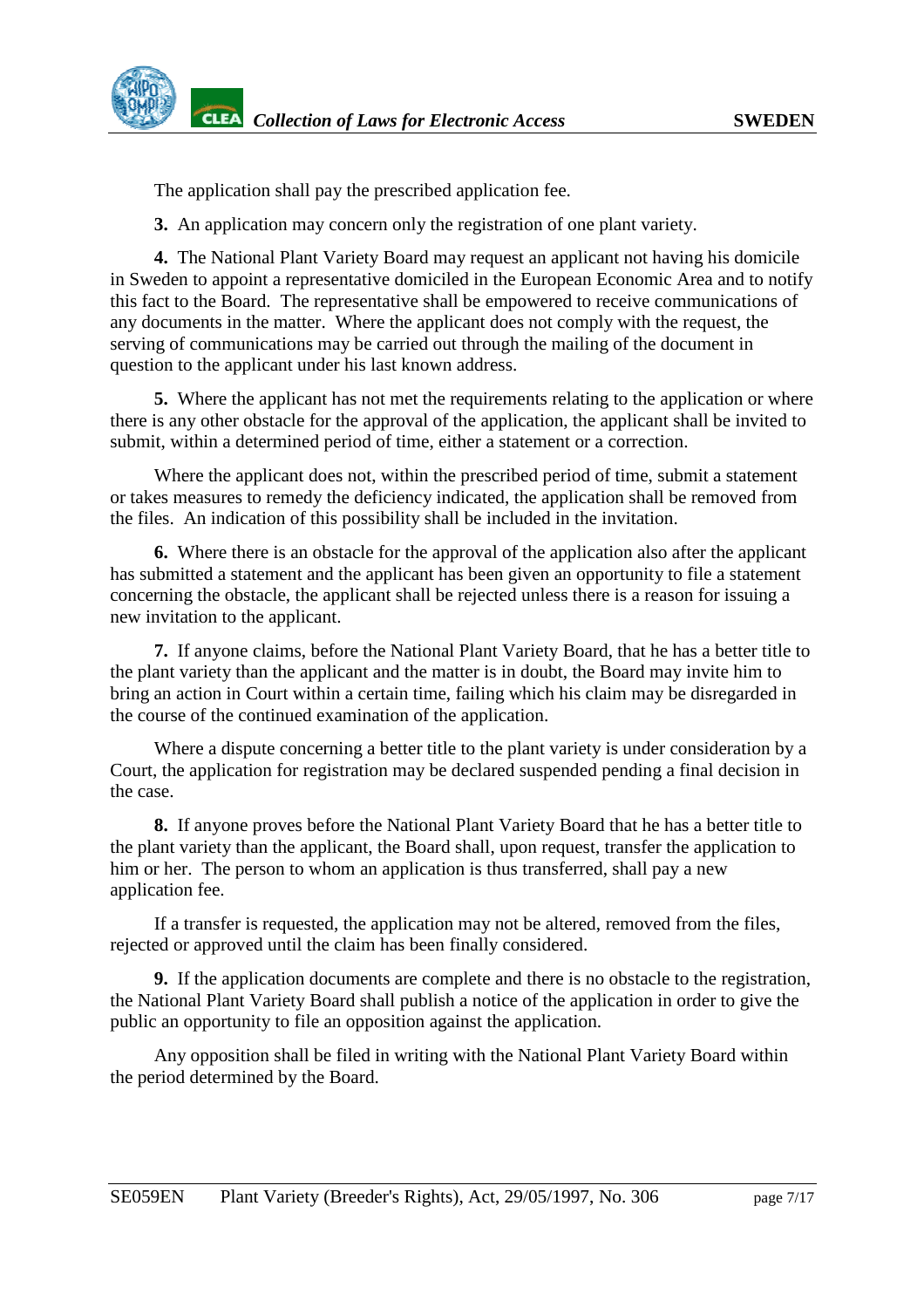The application shall pay the prescribed application fee.

**3.** An application may concern only the registration of one plant variety.

**4.** The National Plant Variety Board may request an applicant not having his domicile in Sweden to appoint a representative domiciled in the European Economic Area and to notify this fact to the Board. The representative shall be empowered to receive communications of any documents in the matter. Where the applicant does not comply with the request, the serving of communications may be carried out through the mailing of the document in question to the applicant under his last known address.

**5.** Where the applicant has not met the requirements relating to the application or where there is any other obstacle for the approval of the application, the applicant shall be invited to submit, within a determined period of time, either a statement or a correction.

Where the applicant does not, within the prescribed period of time, submit a statement or takes measures to remedy the deficiency indicated, the application shall be removed from the files. An indication of this possibility shall be included in the invitation.

**6.** Where there is an obstacle for the approval of the application also after the applicant has submitted a statement and the applicant has been given an opportunity to file a statement concerning the obstacle, the applicant shall be rejected unless there is a reason for issuing a new invitation to the applicant.

**7.** If anyone claims, before the National Plant Variety Board, that he has a better title to the plant variety than the applicant and the matter is in doubt, the Board may invite him to bring an action in Court within a certain time, failing which his claim may be disregarded in the course of the continued examination of the application.

Where a dispute concerning a better title to the plant variety is under consideration by a Court, the application for registration may be declared suspended pending a final decision in the case.

**8.** If anyone proves before the National Plant Variety Board that he has a better title to the plant variety than the applicant, the Board shall, upon request, transfer the application to him or her. The person to whom an application is thus transferred, shall pay a new application fee.

If a transfer is requested, the application may not be altered, removed from the files, rejected or approved until the claim has been finally considered.

**9.** If the application documents are complete and there is no obstacle to the registration, the National Plant Variety Board shall publish a notice of the application in order to give the public an opportunity to file an opposition against the application.

Any opposition shall be filed in writing with the National Plant Variety Board within the period determined by the Board.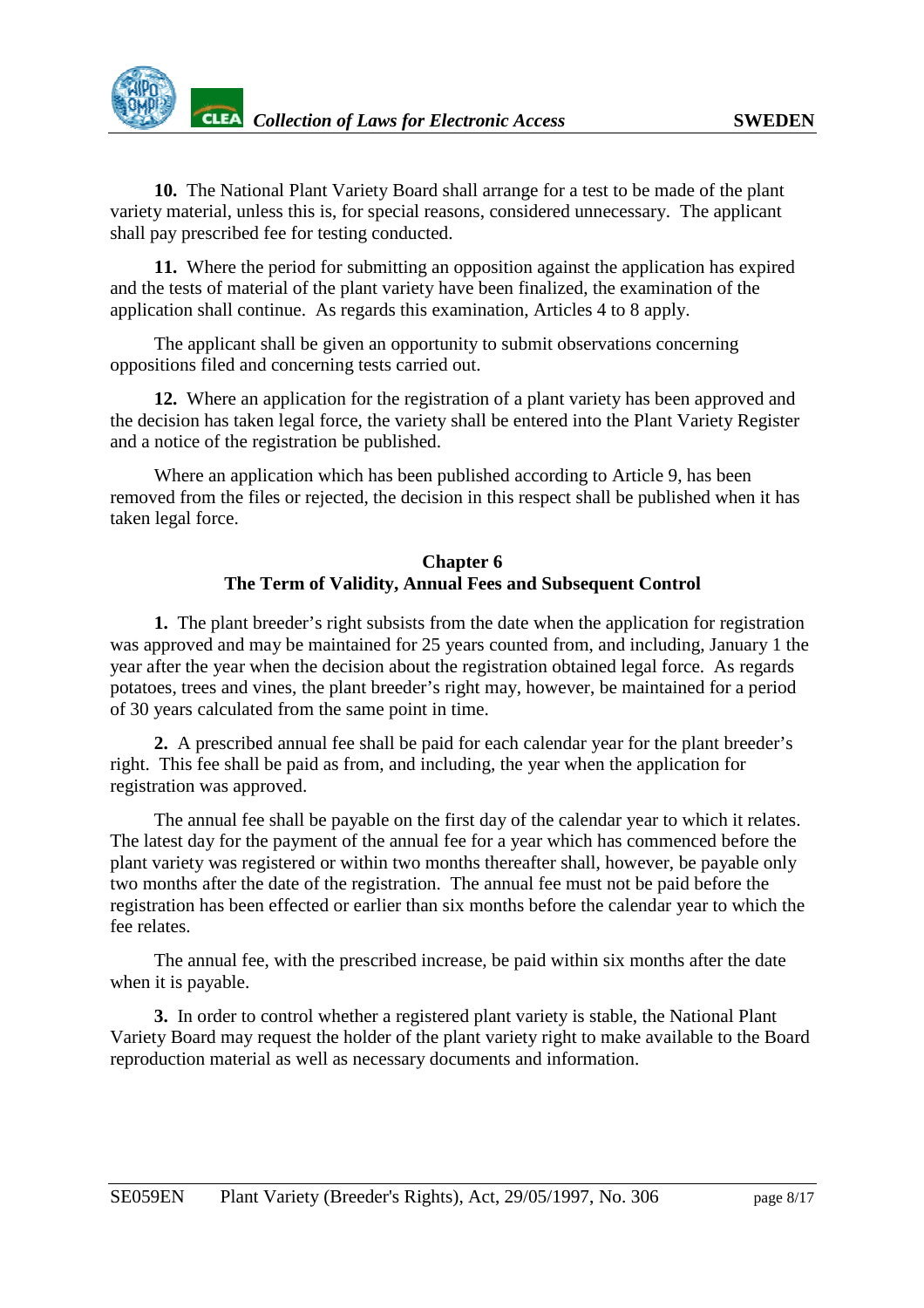**10.** The National Plant Variety Board shall arrange for a test to be made of the plant variety material, unless this is, for special reasons, considered unnecessary. The applicant shall pay prescribed fee for testing conducted.

**11.** Where the period for submitting an opposition against the application has expired and the tests of material of the plant variety have been finalized, the examination of the application shall continue. As regards this examination, Articles 4 to 8 apply.

The applicant shall be given an opportunity to submit observations concerning oppositions filed and concerning tests carried out.

**12.** Where an application for the registration of a plant variety has been approved and the decision has taken legal force, the variety shall be entered into the Plant Variety Register and a notice of the registration be published.

Where an application which has been published according to Article 9, has been removed from the files or rejected, the decision in this respect shall be published when it has taken legal force.

## Chapter 6
## The Term of Validity, Annual Fees and Subsequent Control

**1.** The plant breeder's right subsists from the date when the application for registration was approved and may be maintained for 25 years counted from, and including, January 1 the year after the year when the decision about the registration obtained legal force. As regards potatoes, trees and vines, the plant breeder's right may, however, be maintained for a period of 30 years calculated from the same point in time.

**2.** A prescribed annual fee shall be paid for each calendar year for the plant breeder's right. This fee shall be paid as from, and including, the year when the application for registration was approved.

The annual fee shall be payable on the first day of the calendar year to which it relates. The latest day for the payment of the annual fee for a year which has commenced before the plant variety was registered or within two months thereafter shall, however, be payable only two months after the date of the registration. The annual fee must not be paid before the registration has been effected or earlier than six months before the calendar year to which the fee relates.

The annual fee, with the prescribed increase, be paid within six months after the date when it is payable.

**3.** In order to control whether a registered plant variety is stable, the National Plant Variety Board may request the holder of the plant variety right to make available to the Board reproduction material as well as necessary documents and information.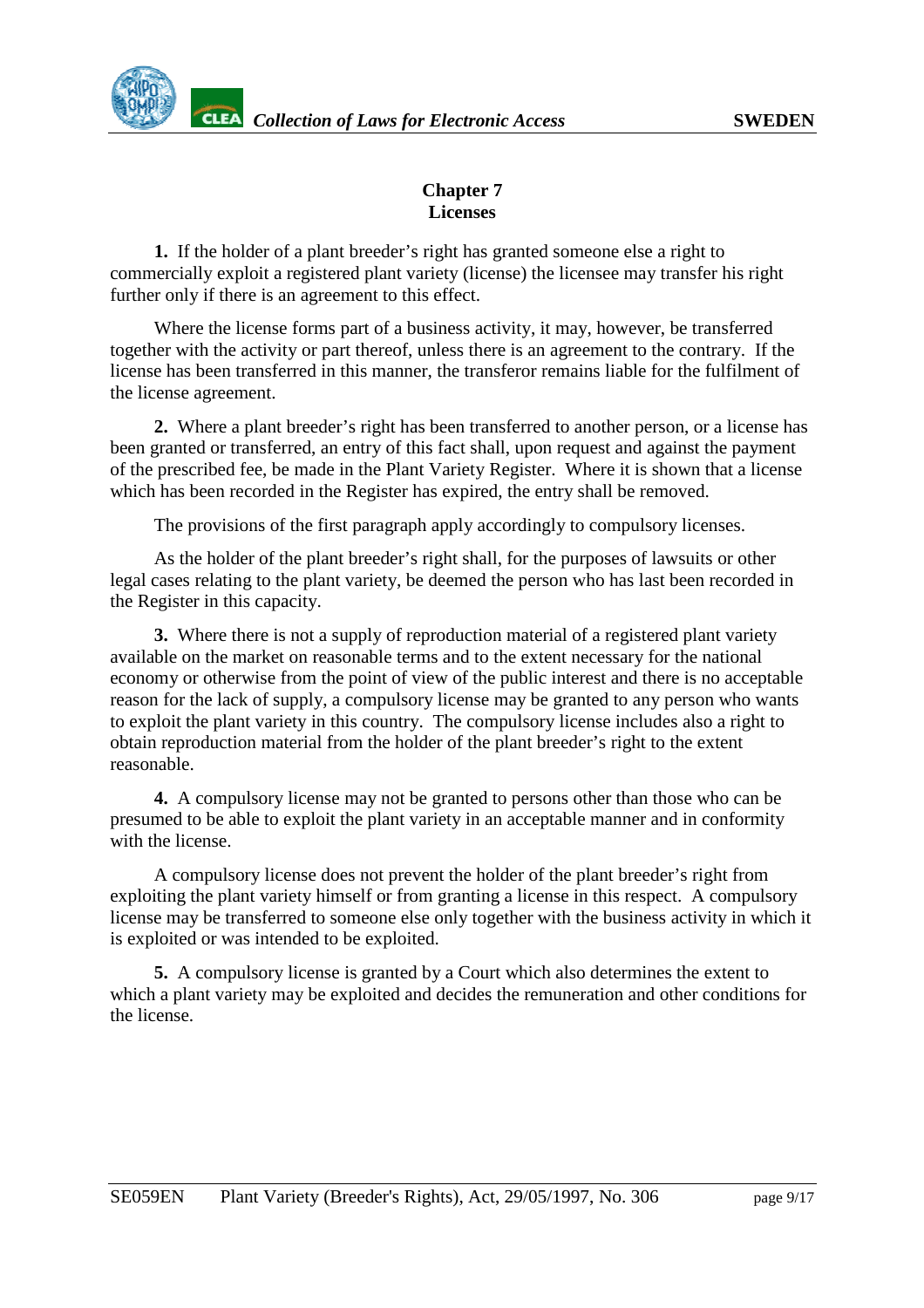## Chapter 7
## Licenses

**1.** If the holder of a plant breeder's right has granted someone else a right to commercially exploit a registered plant variety (license) the licensee may transfer his right further only if there is an agreement to this effect.

Where the license forms part of a business activity, it may, however, be transferred together with the activity or part thereof, unless there is an agreement to the contrary. If the license has been transferred in this manner, the transferor remains liable for the fulfilment of the license agreement.

**2.** Where a plant breeder's right has been transferred to another person, or a license has been granted or transferred, an entry of this fact shall, upon request and against the payment of the prescribed fee, be made in the Plant Variety Register. Where it is shown that a license which has been recorded in the Register has expired, the entry shall be removed.

The provisions of the first paragraph apply accordingly to compulsory licenses.

As the holder of the plant breeder's right shall, for the purposes of lawsuits or other legal cases relating to the plant variety, be deemed the person who has last been recorded in the Register in this capacity.

**3.** Where there is not a supply of reproduction material of a registered plant variety available on the market on reasonable terms and to the extent necessary for the national economy or otherwise from the point of view of the public interest and there is no acceptable reason for the lack of supply, a compulsory license may be granted to any person who wants to exploit the plant variety in this country. The compulsory license includes also a right to obtain reproduction material from the holder of the plant breeder's right to the extent reasonable.

**4.** A compulsory license may not be granted to persons other than those who can be presumed to be able to exploit the plant variety in an acceptable manner and in conformity with the license.

A compulsory license does not prevent the holder of the plant breeder's right from exploiting the plant variety himself or from granting a license in this respect. A compulsory license may be transferred to someone else only together with the business activity in which it is exploited or was intended to be exploited.

**5.** A compulsory license is granted by a Court which also determines the extent to which a plant variety may be exploited and decides the remuneration and other conditions for the license.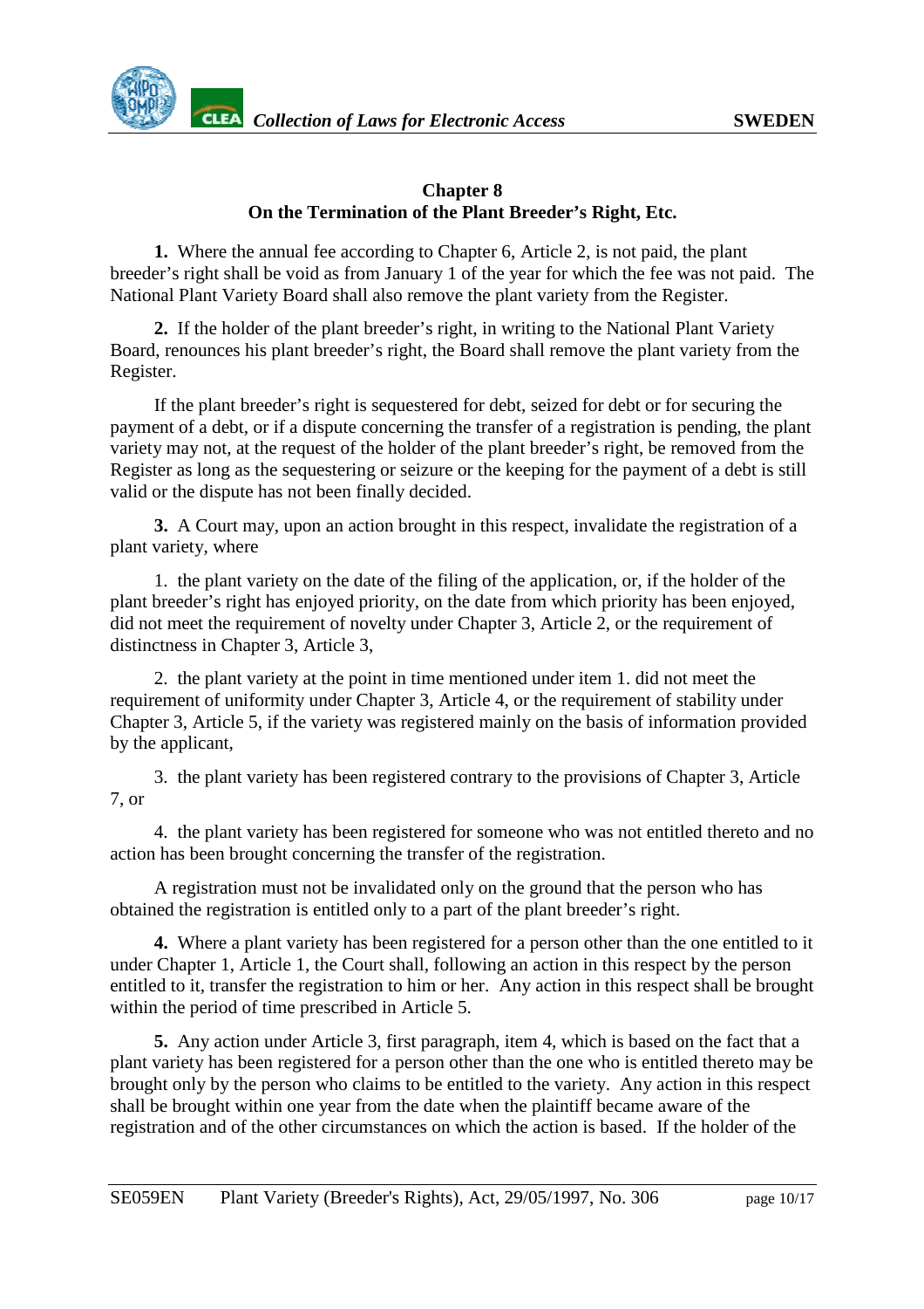## Chapter 8
## On the Termination of the Plant Breeder's Right, Etc.

**1.** Where the annual fee according to Chapter 6, Article 2, is not paid, the plant breeder's right shall be void as from January 1 of the year for which the fee was not paid. The National Plant Variety Board shall also remove the plant variety from the Register.

**2.** If the holder of the plant breeder's right, in writing to the National Plant Variety Board, renounces his plant breeder's right, the Board shall remove the plant variety from the Register.

If the plant breeder's right is sequestered for debt, seized for debt or for securing the payment of a debt, or if a dispute concerning the transfer of a registration is pending, the plant variety may not, at the request of the holder of the plant breeder's right, be removed from the Register as long as the sequestering or seizure or the keeping for the payment of a debt is still valid or the dispute has not been finally decided.

**3.** A Court may, upon an action brought in this respect, invalidate the registration of a plant variety, where

1. the plant variety on the date of the filing of the application, or, if the holder of the plant breeder's right has enjoyed priority, on the date from which priority has been enjoyed, did not meet the requirement of novelty under Chapter 3, Article 2, or the requirement of distinctness in Chapter 3, Article 3,

2. the plant variety at the point in time mentioned under item 1. did not meet the requirement of uniformity under Chapter 3, Article 4, or the requirement of stability under Chapter 3, Article 5, if the variety was registered mainly on the basis of information provided by the applicant,

3. the plant variety has been registered contrary to the provisions of Chapter 3, Article 7, or

4. the plant variety has been registered for someone who was not entitled thereto and no action has been brought concerning the transfer of the registration.

A registration must not be invalidated only on the ground that the person who has obtained the registration is entitled only to a part of the plant breeder's right.

**4.** Where a plant variety has been registered for a person other than the one entitled to it under Chapter 1, Article 1, the Court shall, following an action in this respect by the person entitled to it, transfer the registration to him or her. Any action in this respect shall be brought within the period of time prescribed in Article 5.

**5.** Any action under Article 3, first paragraph, item 4, which is based on the fact that a plant variety has been registered for a person other than the one who is entitled thereto may be brought only by the person who claims to be entitled to the variety. Any action in this respect shall be brought within one year from the date when the plaintiff became aware of the registration and of the other circumstances on which the action is based. If the holder of the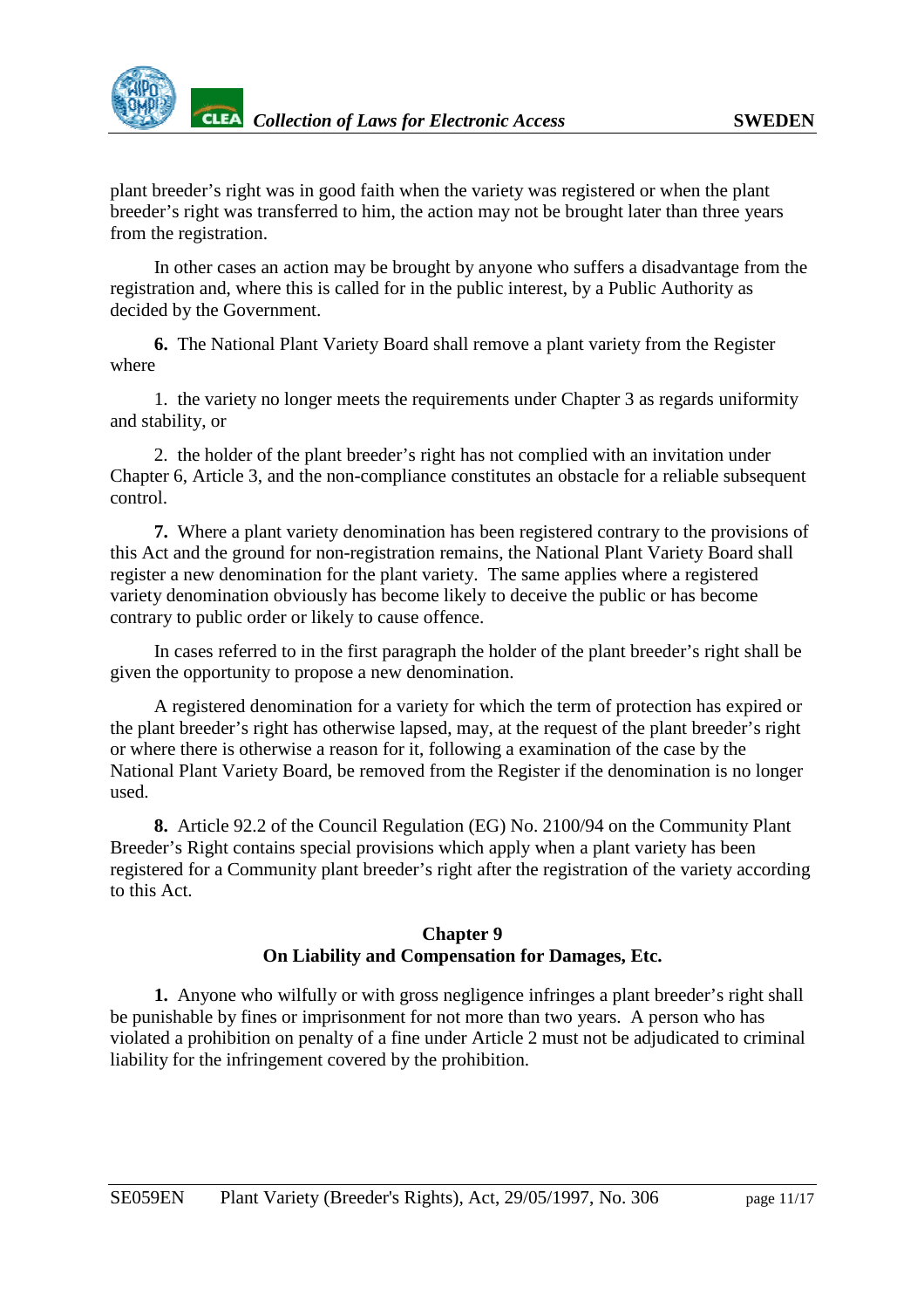plant breeder's right was in good faith when the variety was registered or when the plant breeder's right was transferred to him, the action may not be brought later than three years from the registration.

In other cases an action may be brought by anyone who suffers a disadvantage from the registration and, where this is called for in the public interest, by a Public Authority as decided by the Government.

**6.** The National Plant Variety Board shall remove a plant variety from the Register where

1. the variety no longer meets the requirements under Chapter 3 as regards uniformity and stability, or

2. the holder of the plant breeder's right has not complied with an invitation under Chapter 6, Article 3, and the non-compliance constitutes an obstacle for a reliable subsequent control.

**7.** Where a plant variety denomination has been registered contrary to the provisions of this Act and the ground for non-registration remains, the National Plant Variety Board shall register a new denomination for the plant variety. The same applies where a registered variety denomination obviously has become likely to deceive the public or has become contrary to public order or likely to cause offence.

In cases referred to in the first paragraph the holder of the plant breeder's right shall be given the opportunity to propose a new denomination.

A registered denomination for a variety for which the term of protection has expired or the plant breeder's right has otherwise lapsed, may, at the request of the plant breeder's right or where there is otherwise a reason for it, following a examination of the case by the National Plant Variety Board, be removed from the Register if the denomination is no longer used.

**8.** Article 92.2 of the Council Regulation (EG) No. 2100/94 on the Community Plant Breeder's Right contains special provisions which apply when a plant variety has been registered for a Community plant breeder's right after the registration of the variety according to this Act.

## Chapter 9
## On Liability and Compensation for Damages, Etc.

**1.** Anyone who wilfully or with gross negligence infringes a plant breeder's right shall be punishable by fines or imprisonment for not more than two years. A person who has violated a prohibition on penalty of a fine under Article 2 must not be adjudicated to criminal liability for the infringement covered by the prohibition.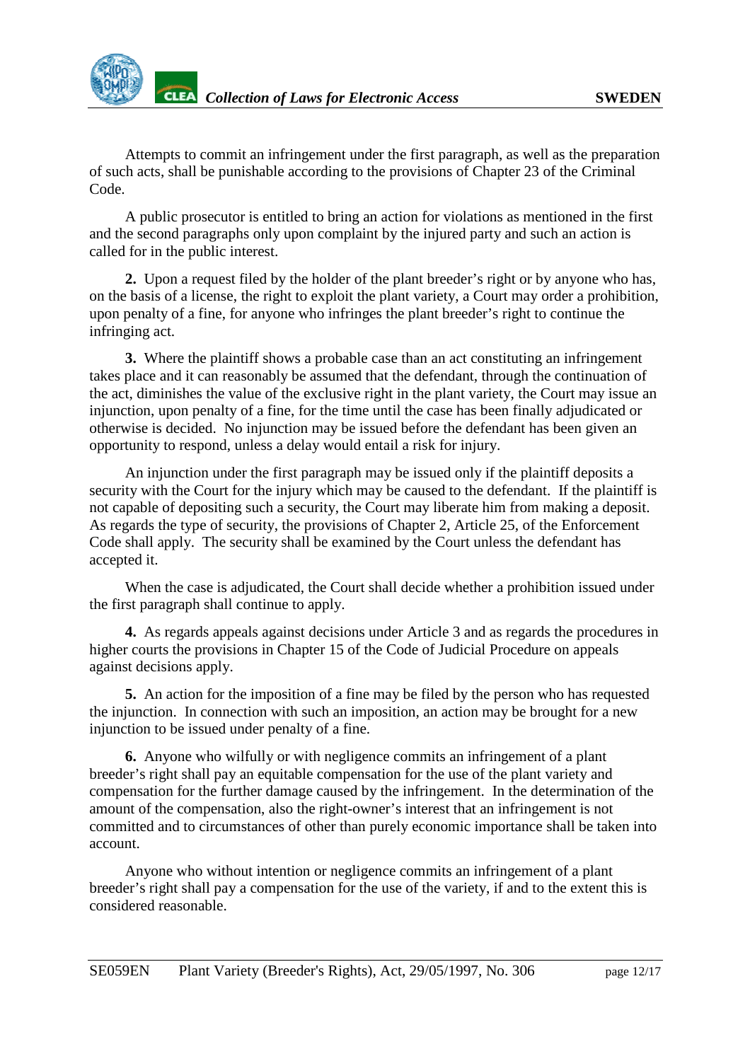Attempts to commit an infringement under the first paragraph, as well as the preparation of such acts, shall be punishable according to the provisions of Chapter 23 of the Criminal Code.

A public prosecutor is entitled to bring an action for violations as mentioned in the first and the second paragraphs only upon complaint by the injured party and such an action is called for in the public interest.

**2.** Upon a request filed by the holder of the plant breeder's right or by anyone who has, on the basis of a license, the right to exploit the plant variety, a Court may order a prohibition, upon penalty of a fine, for anyone who infringes the plant breeder's right to continue the infringing act.

**3.** Where the plaintiff shows a probable case than an act constituting an infringement takes place and it can reasonably be assumed that the defendant, through the continuation of the act, diminishes the value of the exclusive right in the plant variety, the Court may issue an injunction, upon penalty of a fine, for the time until the case has been finally adjudicated or otherwise is decided. No injunction may be issued before the defendant has been given an opportunity to respond, unless a delay would entail a risk for injury.

An injunction under the first paragraph may be issued only if the plaintiff deposits a security with the Court for the injury which may be caused to the defendant. If the plaintiff is not capable of depositing such a security, the Court may liberate him from making a deposit. As regards the type of security, the provisions of Chapter 2, Article 25, of the Enforcement Code shall apply. The security shall be examined by the Court unless the defendant has accepted it.

When the case is adjudicated, the Court shall decide whether a prohibition issued under the first paragraph shall continue to apply.

**4.** As regards appeals against decisions under Article 3 and as regards the procedures in higher courts the provisions in Chapter 15 of the Code of Judicial Procedure on appeals against decisions apply.

**5.** An action for the imposition of a fine may be filed by the person who has requested the injunction. In connection with such an imposition, an action may be brought for a new injunction to be issued under penalty of a fine.

**6.** Anyone who wilfully or with negligence commits an infringement of a plant breeder's right shall pay an equitable compensation for the use of the plant variety and compensation for the further damage caused by the infringement. In the determination of the amount of the compensation, also the right-owner's interest that an infringement is not committed and to circumstances of other than purely economic importance shall be taken into account.

Anyone who without intention or negligence commits an infringement of a plant breeder's right shall pay a compensation for the use of the variety, if and to the extent this is considered reasonable.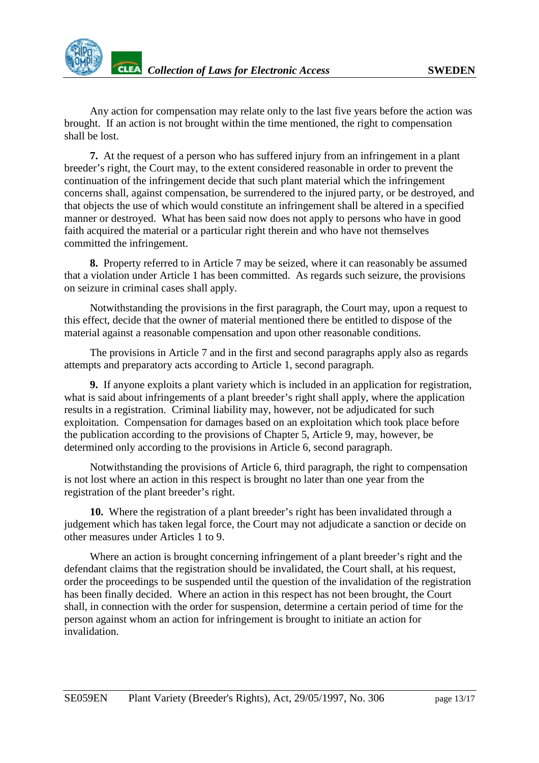Any action for compensation may relate only to the last five years before the action was brought. If an action is not brought within the time mentioned, the right to compensation shall be lost.

**7.** At the request of a person who has suffered injury from an infringement in a plant breeder's right, the Court may, to the extent considered reasonable in order to prevent the continuation of the infringement decide that such plant material which the infringement concerns shall, against compensation, be surrendered to the injured party, or be destroyed, and that objects the use of which would constitute an infringement shall be altered in a specified manner or destroyed. What has been said now does not apply to persons who have in good faith acquired the material or a particular right therein and who have not themselves committed the infringement.

**8.** Property referred to in Article 7 may be seized, where it can reasonably be assumed that a violation under Article 1 has been committed. As regards such seizure, the provisions on seizure in criminal cases shall apply.

Notwithstanding the provisions in the first paragraph, the Court may, upon a request to this effect, decide that the owner of material mentioned there be entitled to dispose of the material against a reasonable compensation and upon other reasonable conditions.

The provisions in Article 7 and in the first and second paragraphs apply also as regards attempts and preparatory acts according to Article 1, second paragraph.

**9.** If anyone exploits a plant variety which is included in an application for registration, what is said about infringements of a plant breeder's right shall apply, where the application results in a registration. Criminal liability may, however, not be adjudicated for such exploitation. Compensation for damages based on an exploitation which took place before the publication according to the provisions of Chapter 5, Article 9, may, however, be determined only according to the provisions in Article 6, second paragraph.

Notwithstanding the provisions of Article 6, third paragraph, the right to compensation is not lost where an action in this respect is brought no later than one year from the registration of the plant breeder's right.

**10.** Where the registration of a plant breeder's right has been invalidated through a judgement which has taken legal force, the Court may not adjudicate a sanction or decide on other measures under Articles 1 to 9.

Where an action is brought concerning infringement of a plant breeder's right and the defendant claims that the registration should be invalidated, the Court shall, at his request, order the proceedings to be suspended until the question of the invalidation of the registration has been finally decided. Where an action in this respect has not been brought, the Court shall, in connection with the order for suspension, determine a certain period of time for the person against whom an action for infringement is brought to initiate an action for invalidation.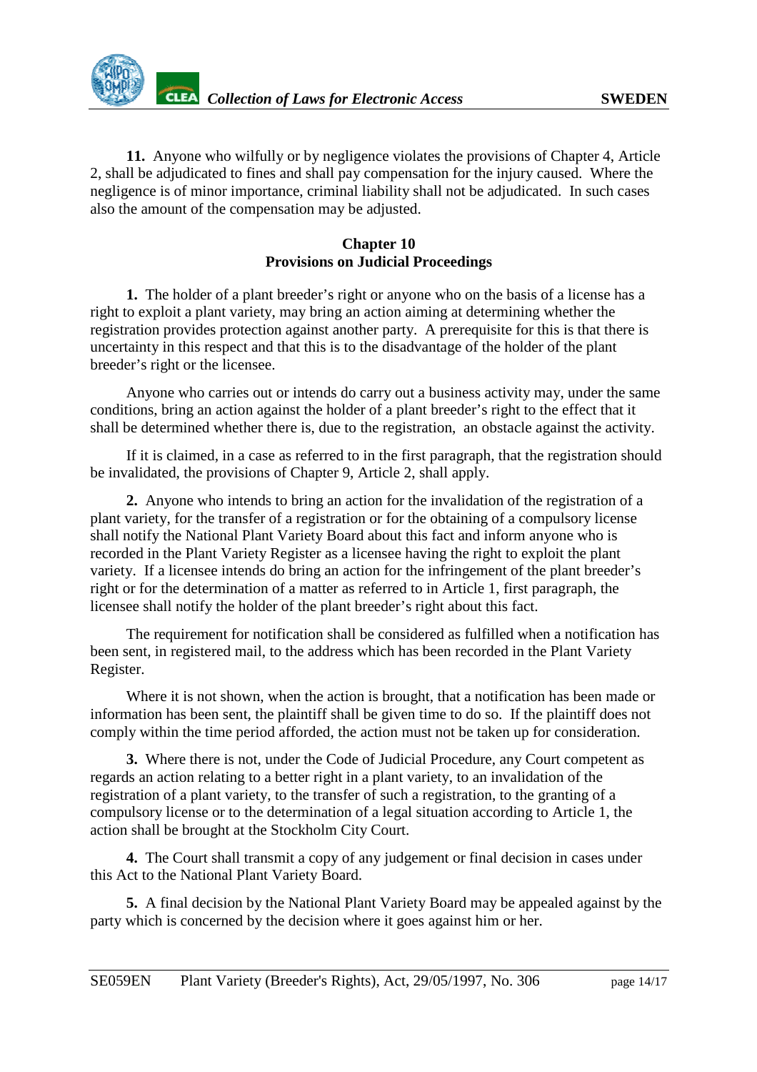**11.** Anyone who wilfully or by negligence violates the provisions of Chapter 4, Article 2, shall be adjudicated to fines and shall pay compensation for the injury caused. Where the negligence is of minor importance, criminal liability shall not be adjudicated. In such cases also the amount of the compensation may be adjusted.

## Chapter 10
## Provisions on Judicial Proceedings

**1.** The holder of a plant breeder's right or anyone who on the basis of a license has a right to exploit a plant variety, may bring an action aiming at determining whether the registration provides protection against another party. A prerequisite for this is that there is uncertainty in this respect and that this is to the disadvantage of the holder of the plant breeder's right or the licensee.

Anyone who carries out or intends do carry out a business activity may, under the same conditions, bring an action against the holder of a plant breeder's right to the effect that it shall be determined whether there is, due to the registration, an obstacle against the activity.

If it is claimed, in a case as referred to in the first paragraph, that the registration should be invalidated, the provisions of Chapter 9, Article 2, shall apply.

**2.** Anyone who intends to bring an action for the invalidation of the registration of a plant variety, for the transfer of a registration or for the obtaining of a compulsory license shall notify the National Plant Variety Board about this fact and inform anyone who is recorded in the Plant Variety Register as a licensee having the right to exploit the plant variety. If a licensee intends do bring an action for the infringement of the plant breeder's right or for the determination of a matter as referred to in Article 1, first paragraph, the licensee shall notify the holder of the plant breeder's right about this fact.

The requirement for notification shall be considered as fulfilled when a notification has been sent, in registered mail, to the address which has been recorded in the Plant Variety Register.

Where it is not shown, when the action is brought, that a notification has been made or information has been sent, the plaintiff shall be given time to do so. If the plaintiff does not comply within the time period afforded, the action must not be taken up for consideration.

**3.** Where there is not, under the Code of Judicial Procedure, any Court competent as regards an action relating to a better right in a plant variety, to an invalidation of the registration of a plant variety, to the transfer of such a registration, to the granting of a compulsory license or to the determination of a legal situation according to Article 1, the action shall be brought at the Stockholm City Court.

**4.** The Court shall transmit a copy of any judgement or final decision in cases under this Act to the National Plant Variety Board.

**5.** A final decision by the National Plant Variety Board may be appealed against by the party which is concerned by the decision where it goes against him or her.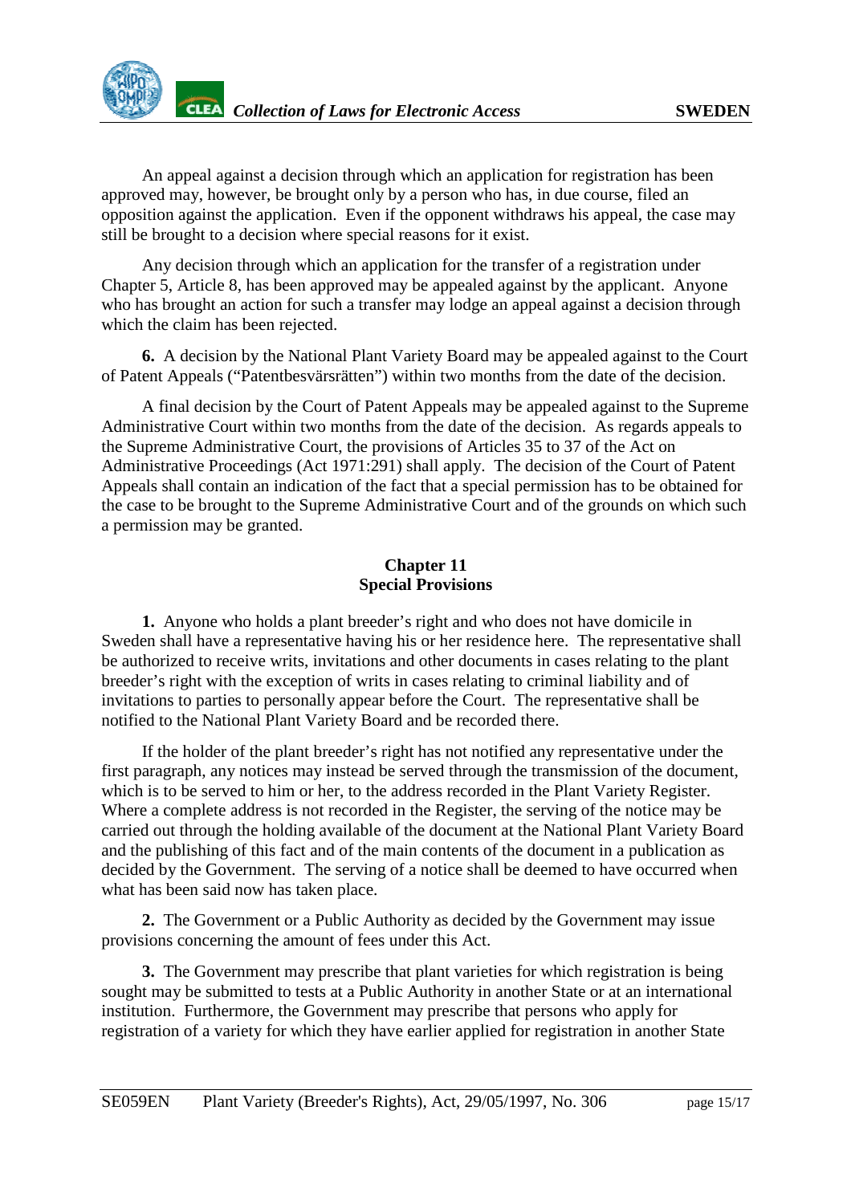An appeal against a decision through which an application for registration has been approved may, however, be brought only by a person who has, in due course, filed an opposition against the application. Even if the opponent withdraws his appeal, the case may still be brought to a decision where special reasons for it exist.

Any decision through which an application for the transfer of a registration under Chapter 5, Article 8, has been approved may be appealed against by the applicant. Anyone who has brought an action for such a transfer may lodge an appeal against a decision through which the claim has been rejected.

**6.** A decision by the National Plant Variety Board may be appealed against to the Court of Patent Appeals ("Patentbesvärsrätten") within two months from the date of the decision.

A final decision by the Court of Patent Appeals may be appealed against to the Supreme Administrative Court within two months from the date of the decision. As regards appeals to the Supreme Administrative Court, the provisions of Articles 35 to 37 of the Act on Administrative Proceedings (Act 1971:291) shall apply. The decision of the Court of Patent Appeals shall contain an indication of the fact that a special permission has to be obtained for the case to be brought to the Supreme Administrative Court and of the grounds on which such a permission may be granted.

## Chapter 11
## Special Provisions

**1.** Anyone who holds a plant breeder's right and who does not have domicile in Sweden shall have a representative having his or her residence here. The representative shall be authorized to receive writs, invitations and other documents in cases relating to the plant breeder's right with the exception of writs in cases relating to criminal liability and of invitations to parties to personally appear before the Court. The representative shall be notified to the National Plant Variety Board and be recorded there.

If the holder of the plant breeder's right has not notified any representative under the first paragraph, any notices may instead be served through the transmission of the document, which is to be served to him or her, to the address recorded in the Plant Variety Register. Where a complete address is not recorded in the Register, the serving of the notice may be carried out through the holding available of the document at the National Plant Variety Board and the publishing of this fact and of the main contents of the document in a publication as decided by the Government. The serving of a notice shall be deemed to have occurred when what has been said now has taken place.

**2.** The Government or a Public Authority as decided by the Government may issue provisions concerning the amount of fees under this Act.

**3.** The Government may prescribe that plant varieties for which registration is being sought may be submitted to tests at a Public Authority in another State or at an international institution. Furthermore, the Government may prescribe that persons who apply for registration of a variety for which they have earlier applied for registration in another State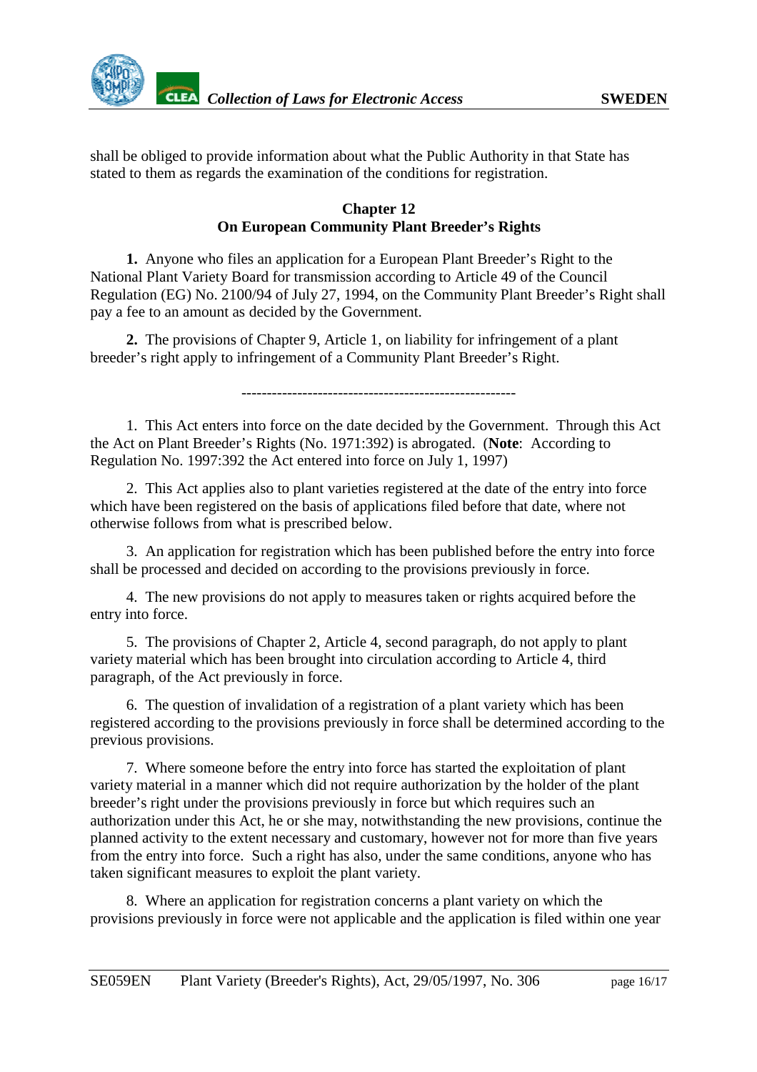shall be obliged to provide information about what the Public Authority in that State has stated to them as regards the examination of the conditions for registration.

## Chapter 12
## On European Community Plant Breeder's Rights

**1.** Anyone who files an application for a European Plant Breeder's Right to the National Plant Variety Board for transmission according to Article 49 of the Council Regulation (EG) No. 2100/94 of July 27, 1994, on the Community Plant Breeder's Right shall pay a fee to an amount as decided by the Government.

**2.** The provisions of Chapter 9, Article 1, on liability for infringement of a plant breeder's right apply to infringement of a Community Plant Breeder's Right.

-----------------------------------------------------

1. This Act enters into force on the date decided by the Government. Through this Act the Act on Plant Breeder's Rights (No. 1971:392) is abrogated. (**Note**: According to Regulation No. 1997:392 the Act entered into force on July 1, 1997)

2. This Act applies also to plant varieties registered at the date of the entry into force which have been registered on the basis of applications filed before that date, where not otherwise follows from what is prescribed below.

3. An application for registration which has been published before the entry into force shall be processed and decided on according to the provisions previously in force.

4. The new provisions do not apply to measures taken or rights acquired before the entry into force.

5. The provisions of Chapter 2, Article 4, second paragraph, do not apply to plant variety material which has been brought into circulation according to Article 4, third paragraph, of the Act previously in force.

6. The question of invalidation of a registration of a plant variety which has been registered according to the provisions previously in force shall be determined according to the previous provisions.

7. Where someone before the entry into force has started the exploitation of plant variety material in a manner which did not require authorization by the holder of the plant breeder's right under the provisions previously in force but which requires such an authorization under this Act, he or she may, notwithstanding the new provisions, continue the planned activity to the extent necessary and customary, however not for more than five years from the entry into force. Such a right has also, under the same conditions, anyone who has taken significant measures to exploit the plant variety.

8. Where an application for registration concerns a plant variety on which the provisions previously in force were not applicable and the application is filed within one year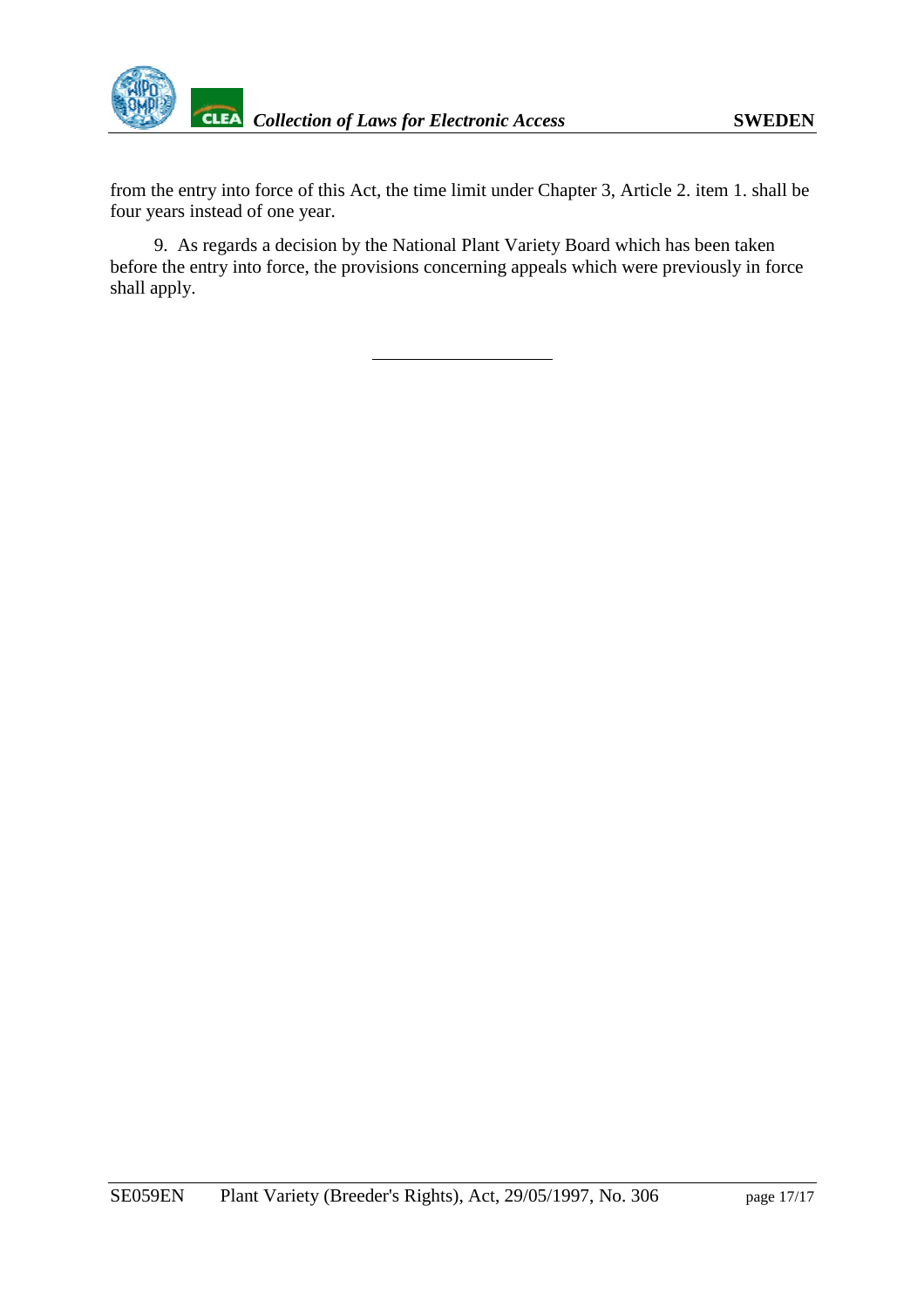from the entry into force of this Act, the time limit under Chapter 3, Article 2. item 1. shall be four years instead of one year.

9. As regards a decision by the National Plant Variety Board which has been taken before the entry into force, the provisions concerning appeals which were previously in force shall apply.

---